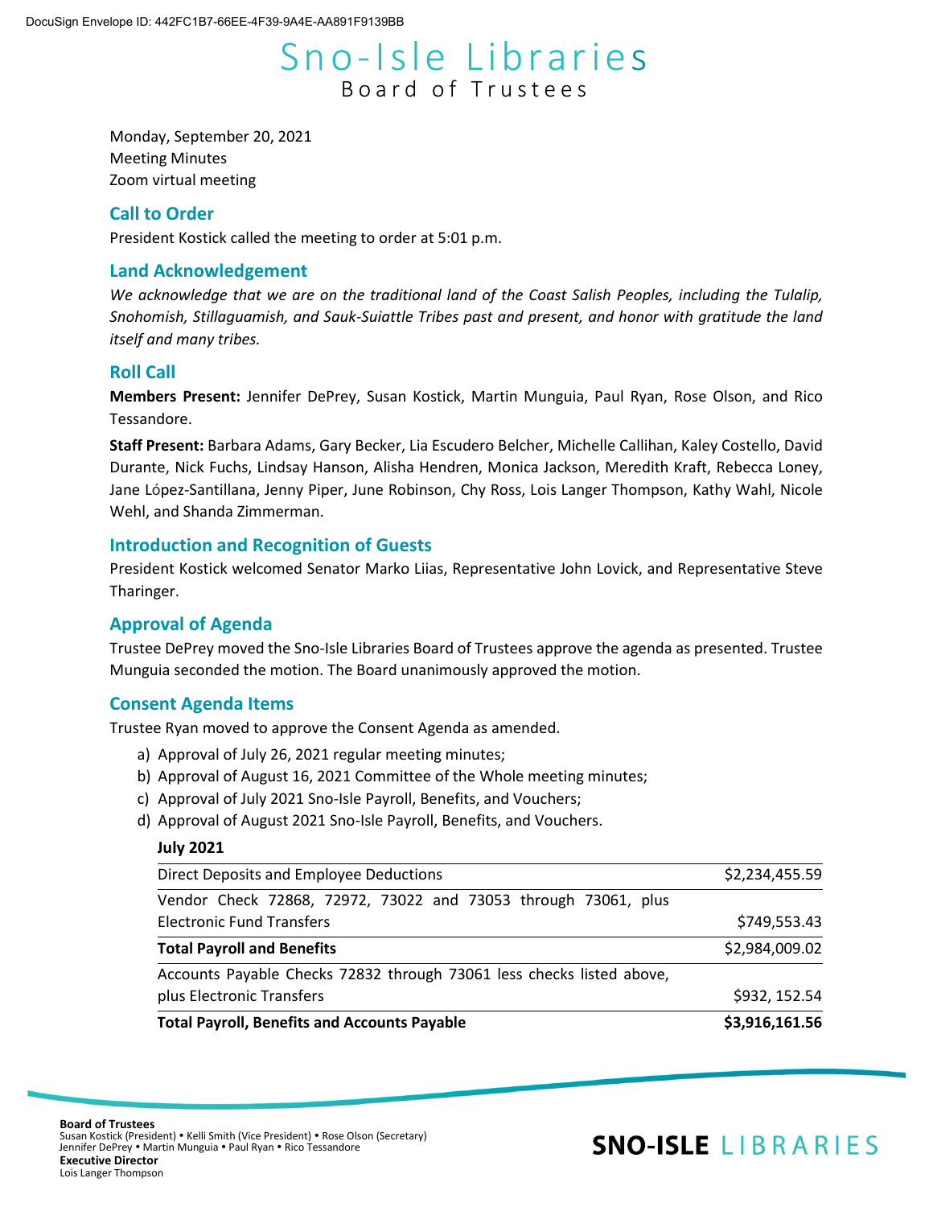# Sno-Isle Libraries
## Board of Trustees

Monday, September 20, 2021
Meeting Minutes
Zoom virtual meeting

### Call to Order

President Kostick called the meeting to order at 5:01 p.m.

### Land Acknowledgement

*We acknowledge that we are on the traditional land of the Coast Salish Peoples, including the Tulalip, Snohomish, Stillaguamish, and Sauk-Suiattle Tribes past and present, and honor with gratitude the land itself and many tribes.*

### Roll Call

**Members Present:** Jennifer DePrey, Susan Kostick, Martin Munguia, Paul Ryan, Rose Olson, and Rico Tessandore.

**Staff Present:** Barbara Adams, Gary Becker, Lia Escudero Belcher, Michelle Callihan, Kaley Costello, David Durante, Nick Fuchs, Lindsay Hanson, Alisha Hendren, Monica Jackson, Meredith Kraft, Rebecca Loney, Jane López-Santillana, Jenny Piper, June Robinson, Chy Ross, Lois Langer Thompson, Kathy Wahl, Nicole Wehl, and Shanda Zimmerman.

### Introduction and Recognition of Guests

President Kostick welcomed Senator Marko Liias, Representative John Lovick, and Representative Steve Tharinger.

### Approval of Agenda

Trustee DePrey moved the Sno-Isle Libraries Board of Trustees approve the agenda as presented. Trustee Munguia seconded the motion. The Board unanimously approved the motion.

### Consent Agenda Items

Trustee Ryan moved to approve the Consent Agenda as amended.

a) Approval of July 26, 2021 regular meeting minutes;
b) Approval of August 16, 2021 Committee of the Whole meeting minutes;
c) Approval of July 2021 Sno-Isle Payroll, Benefits, and Vouchers;
d) Approval of August 2021 Sno-Isle Payroll, Benefits, and Vouchers.

**July 2021**

| | |
|---|---|
| Direct Deposits and Employee Deductions | $2,234,455.59 |
| Vendor Check 72868, 72972, 73022 and 73053 through 73061, plus Electronic Fund Transfers | $749,553.43 |
| **Total Payroll and Benefits** | $2,984,009.02 |
| Accounts Payable Checks 72832 through 73061 less checks listed above, plus Electronic Transfers | $932, 152.54 |
| **Total Payroll, Benefits and Accounts Payable** | **$3,916,161.56** |

**Board of Trustees**
Susan Kostick (President) • Kelli Smith (Vice President) • Rose Olson (Secretary)
Jennifer DePrey • Martin Munguia • Paul Ryan • Rico Tessandore
**Executive Director**
Lois Langer Thompson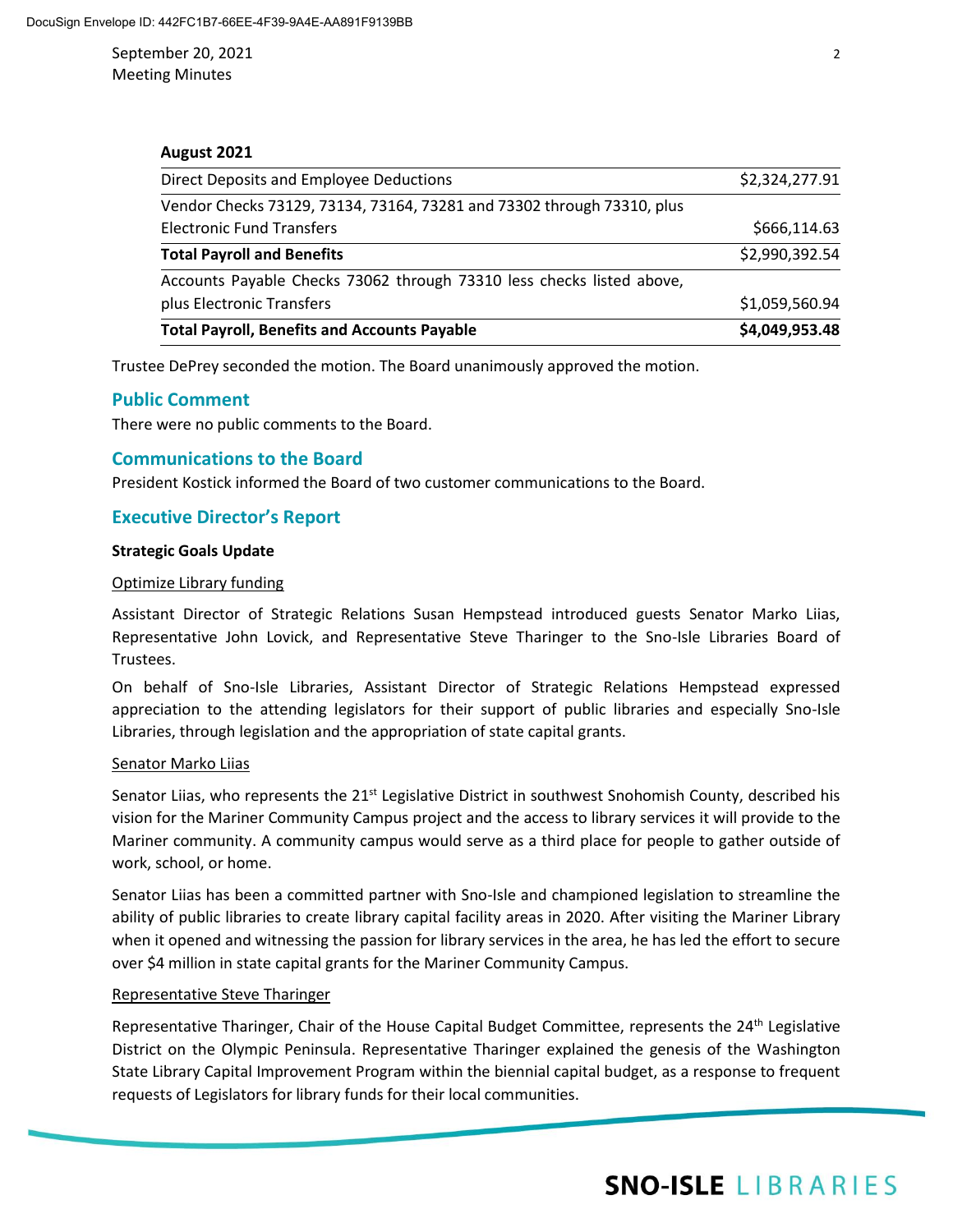**August 2021**

| | |
|---|---|
| Direct Deposits and Employee Deductions | $2,324,277.91 |
| Vendor Checks 73129, 73134, 73164, 73281 and 73302 through 73310, plus Electronic Fund Transfers | $666,114.63 |
| **Total Payroll and Benefits** | $2,990,392.54 |
| Accounts Payable Checks 73062 through 73310 less checks listed above, plus Electronic Transfers | $1,059,560.94 |
| **Total Payroll, Benefits and Accounts Payable** | **$4,049,953.48** |

Trustee DePrey seconded the motion. The Board unanimously approved the motion.

## Public Comment

There were no public comments to the Board.

## Communications to the Board

President Kostick informed the Board of two customer communications to the Board.

## Executive Director's Report

**Strategic Goals Update**

Optimize Library funding

Assistant Director of Strategic Relations Susan Hempstead introduced guests Senator Marko Liias, Representative John Lovick, and Representative Steve Tharinger to the Sno-Isle Libraries Board of Trustees.

On behalf of Sno-Isle Libraries, Assistant Director of Strategic Relations Hempstead expressed appreciation to the attending legislators for their support of public libraries and especially Sno-Isle Libraries, through legislation and the appropriation of state capital grants.

Senator Marko Liias

Senator Liias, who represents the 21st Legislative District in southwest Snohomish County, described his vision for the Mariner Community Campus project and the access to library services it will provide to the Mariner community. A community campus would serve as a third place for people to gather outside of work, school, or home.

Senator Liias has been a committed partner with Sno-Isle and championed legislation to streamline the ability of public libraries to create library capital facility areas in 2020. After visiting the Mariner Library when it opened and witnessing the passion for library services in the area, he has led the effort to secure over $4 million in state capital grants for the Mariner Community Campus.

Representative Steve Tharinger

Representative Tharinger, Chair of the House Capital Budget Committee, represents the 24th Legislative District on the Olympic Peninsula. Representative Tharinger explained the genesis of the Washington State Library Capital Improvement Program within the biennial capital budget, as a response to frequent requests of Legislators for library funds for their local communities.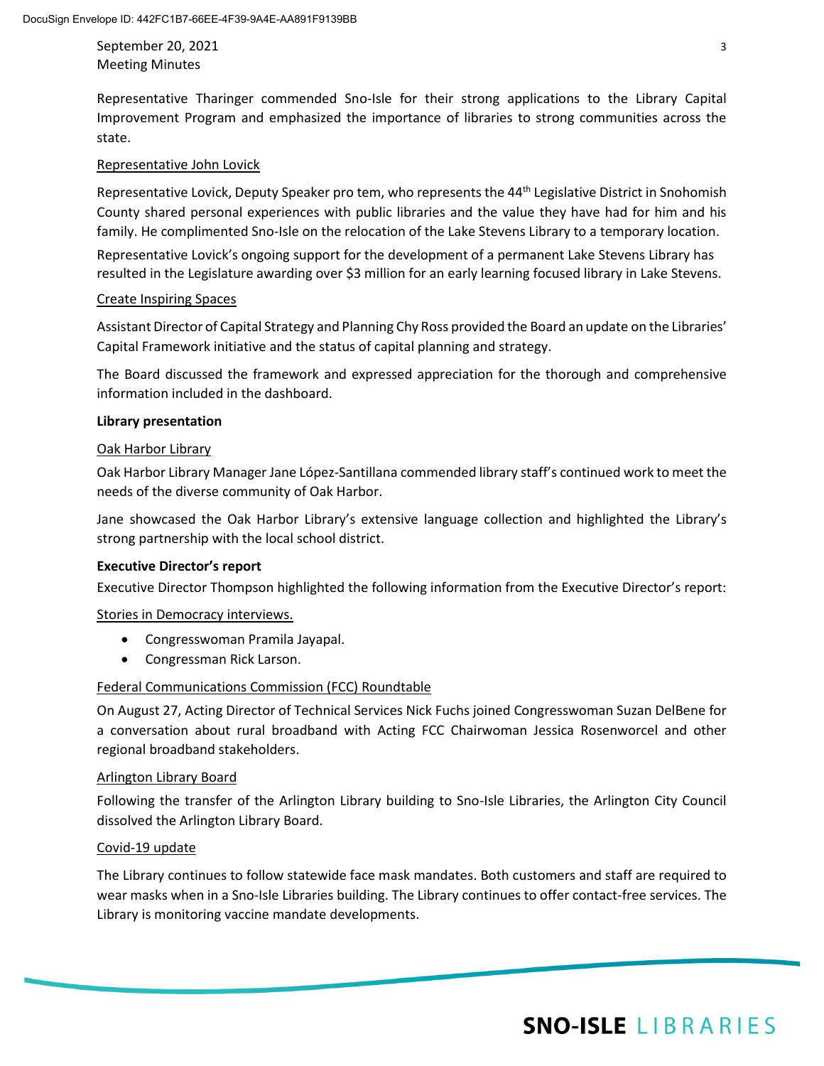Representative Tharinger commended Sno-Isle for their strong applications to the Library Capital Improvement Program and emphasized the importance of libraries to strong communities across the state.

<u>Representative John Lovick</u>

Representative Lovick, Deputy Speaker pro tem, who represents the 44th Legislative District in Snohomish County shared personal experiences with public libraries and the value they have had for him and his family. He complimented Sno-Isle on the relocation of the Lake Stevens Library to a temporary location.

Representative Lovick's ongoing support for the development of a permanent Lake Stevens Library has resulted in the Legislature awarding over $3 million for an early learning focused library in Lake Stevens.

<u>Create Inspiring Spaces</u>

Assistant Director of Capital Strategy and Planning Chy Ross provided the Board an update on the Libraries' Capital Framework initiative and the status of capital planning and strategy.

The Board discussed the framework and expressed appreciation for the thorough and comprehensive information included in the dashboard.

**Library presentation**

<u>Oak Harbor Library</u>

Oak Harbor Library Manager Jane López-Santillana commended library staff's continued work to meet the needs of the diverse community of Oak Harbor.

Jane showcased the Oak Harbor Library's extensive language collection and highlighted the Library's strong partnership with the local school district.

**Executive Director's report**

Executive Director Thompson highlighted the following information from the Executive Director's report:

<u>Stories in Democracy interviews.</u>

- Congresswoman Pramila Jayapal.
- Congressman Rick Larson.

<u>Federal Communications Commission (FCC) Roundtable</u>

On August 27, Acting Director of Technical Services Nick Fuchs joined Congresswoman Suzan DelBene for a conversation about rural broadband with Acting FCC Chairwoman Jessica Rosenworcel and other regional broadband stakeholders.

<u>Arlington Library Board</u>

Following the transfer of the Arlington Library building to Sno-Isle Libraries, the Arlington City Council dissolved the Arlington Library Board.

<u>Covid-19 update</u>

The Library continues to follow statewide face mask mandates. Both customers and staff are required to wear masks when in a Sno-Isle Libraries building. The Library continues to offer contact-free services. The Library is monitoring vaccine mandate developments.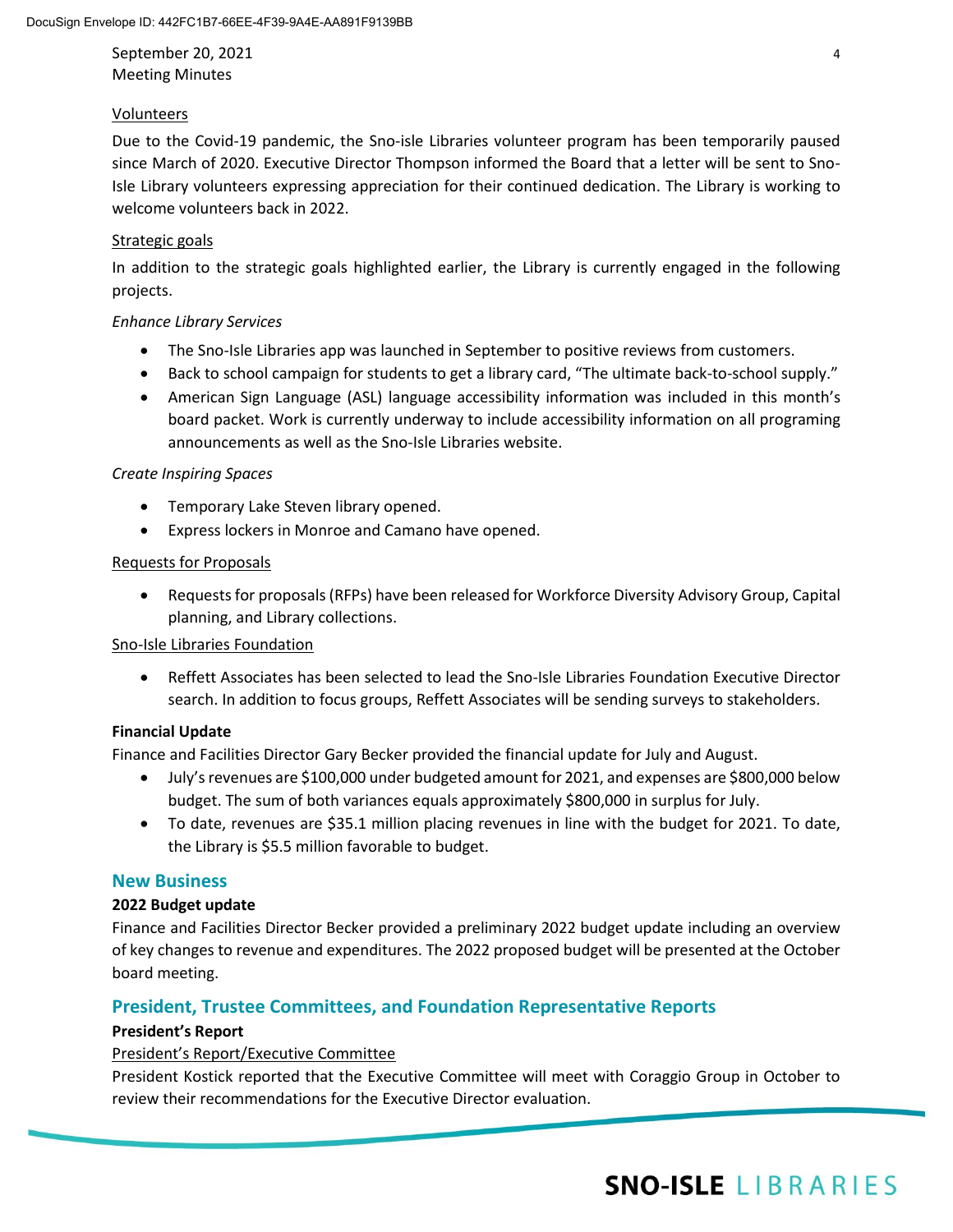### Volunteers

Due to the Covid-19 pandemic, the Sno-isle Libraries volunteer program has been temporarily paused since March of 2020. Executive Director Thompson informed the Board that a letter will be sent to Sno-Isle Library volunteers expressing appreciation for their continued dedication. The Library is working to welcome volunteers back in 2022.

### Strategic goals

In addition to the strategic goals highlighted earlier, the Library is currently engaged in the following projects.

*Enhance Library Services*

- The Sno-Isle Libraries app was launched in September to positive reviews from customers.
- Back to school campaign for students to get a library card, "The ultimate back-to-school supply."
- American Sign Language (ASL) language accessibility information was included in this month's board packet. Work is currently underway to include accessibility information on all programing announcements as well as the Sno-Isle Libraries website.

*Create Inspiring Spaces*

- Temporary Lake Steven library opened.
- Express lockers in Monroe and Camano have opened.

### Requests for Proposals

- Requests for proposals (RFPs) have been released for Workforce Diversity Advisory Group, Capital planning, and Library collections.

### Sno-Isle Libraries Foundation

- Reffett Associates has been selected to lead the Sno-Isle Libraries Foundation Executive Director search. In addition to focus groups, Reffett Associates will be sending surveys to stakeholders.

**Financial Update**

Finance and Facilities Director Gary Becker provided the financial update for July and August.

- July's revenues are $100,000 under budgeted amount for 2021, and expenses are $800,000 below budget. The sum of both variances equals approximately $800,000 in surplus for July.
- To date, revenues are $35.1 million placing revenues in line with the budget for 2021. To date, the Library is $5.5 million favorable to budget.

## New Business

**2022 Budget update**

Finance and Facilities Director Becker provided a preliminary 2022 budget update including an overview of key changes to revenue and expenditures. The 2022 proposed budget will be presented at the October board meeting.

## President, Trustee Committees, and Foundation Representative Reports

**President's Report**

### President's Report/Executive Committee

President Kostick reported that the Executive Committee will meet with Coraggio Group in October to review their recommendations for the Executive Director evaluation.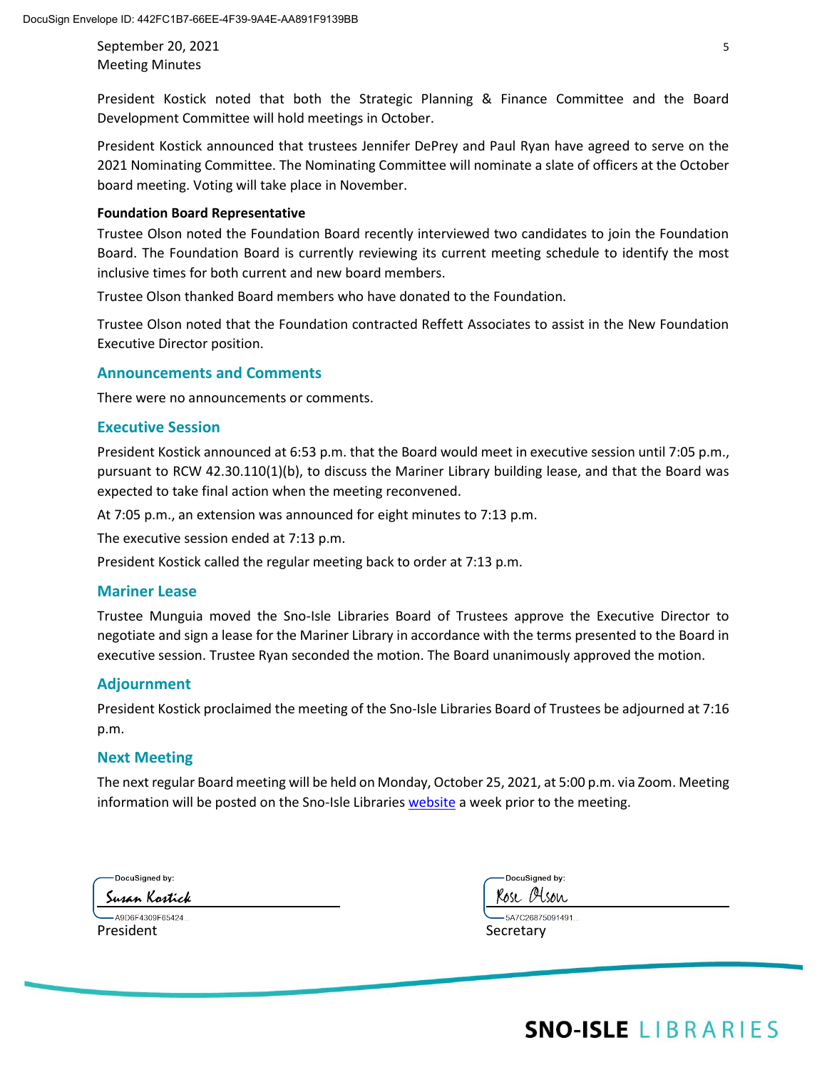President Kostick noted that both the Strategic Planning & Finance Committee and the Board Development Committee will hold meetings in October.

President Kostick announced that trustees Jennifer DePrey and Paul Ryan have agreed to serve on the 2021 Nominating Committee. The Nominating Committee will nominate a slate of officers at the October board meeting. Voting will take place in November.

**Foundation Board Representative**

Trustee Olson noted the Foundation Board recently interviewed two candidates to join the Foundation Board. The Foundation Board is currently reviewing its current meeting schedule to identify the most inclusive times for both current and new board members.

Trustee Olson thanked Board members who have donated to the Foundation.

Trustee Olson noted that the Foundation contracted Reffett Associates to assist in the New Foundation Executive Director position.

## Announcements and Comments

There were no announcements or comments.

## Executive Session

President Kostick announced at 6:53 p.m. that the Board would meet in executive session until 7:05 p.m., pursuant to RCW 42.30.110(1)(b), to discuss the Mariner Library building lease, and that the Board was expected to take final action when the meeting reconvened.

At 7:05 p.m., an extension was announced for eight minutes to 7:13 p.m.

The executive session ended at 7:13 p.m.

President Kostick called the regular meeting back to order at 7:13 p.m.

## Mariner Lease

Trustee Munguia moved the Sno-Isle Libraries Board of Trustees approve the Executive Director to negotiate and sign a lease for the Mariner Library in accordance with the terms presented to the Board in executive session. Trustee Ryan seconded the motion. The Board unanimously approved the motion.

## Adjournment

President Kostick proclaimed the meeting of the Sno-Isle Libraries Board of Trustees be adjourned at 7:16 p.m.

## Next Meeting

The next regular Board meeting will be held on Monday, October 25, 2021, at 5:00 p.m. via Zoom. Meeting information will be posted on the Sno-Isle Libraries website a week prior to the meeting.

DocuSigned by:
Susan Kostick
A9D6F4309F65424...
President

DocuSigned by:
Rose Olson
5A7C26875091491...
Secretary